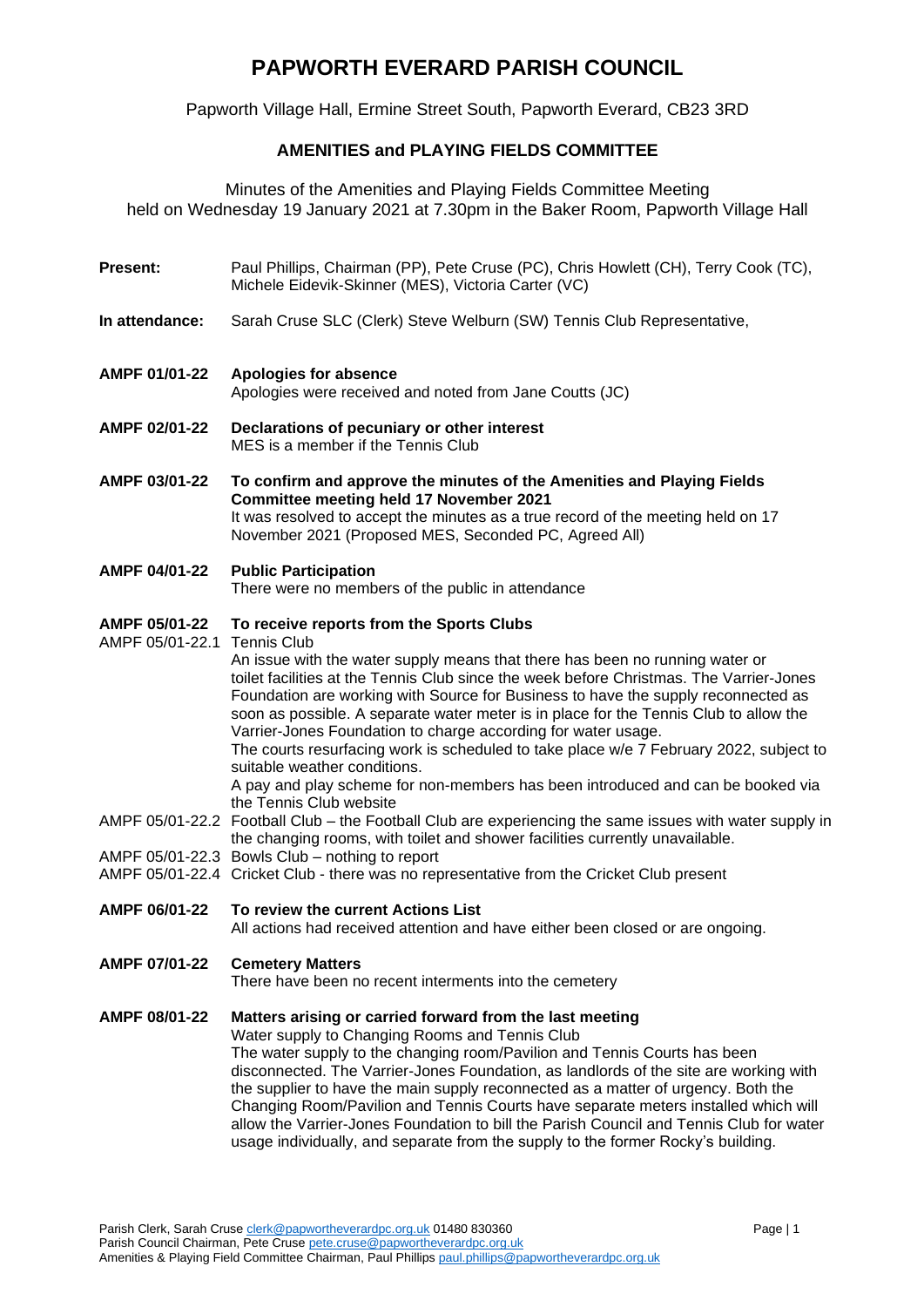# PAPWORTH EVERARD PARISH COUNCIL

Papworth Village Hall, Ermine Street South, Papworth Everard, CB23 3RD

## AMENITIES and PLAYING FIELDS COMMITTEE

Minutes of the Amenities and Playing Fields Committee Meeting
held on Wednesday 19 January 2021 at 7.30pm in the Baker Room, Papworth Village Hall

**Present:** Paul Phillips, Chairman (PP), Pete Cruse (PC), Chris Howlett (CH), Terry Cook (TC), Michele Eidevik-Skinner (MES), Victoria Carter (VC)

**In attendance:** Sarah Cruse SLC (Clerk) Steve Welburn (SW) Tennis Club Representative,

**AMPF 01/01-22 Apologies for absence**
Apologies were received and noted from Jane Coutts (JC)

**AMPF 02/01-22 Declarations of pecuniary or other interest**
MES is a member if the Tennis Club

**AMPF 03/01-22 To confirm and approve the minutes of the Amenities and Playing Fields Committee meeting held 17 November 2021**
It was resolved to accept the minutes as a true record of the meeting held on 17 November 2021 (Proposed MES, Seconded PC, Agreed All)

**AMPF 04/01-22 Public Participation**
There were no members of the public in attendance

**AMPF 05/01-22 To receive reports from the Sports Clubs**

AMPF 05/01-22.1 Tennis Club
An issue with the water supply means that there has been no running water or toilet facilities at the Tennis Club since the week before Christmas. The Varrier-Jones Foundation are working with Source for Business to have the supply reconnected as soon as possible. A separate water meter is in place for the Tennis Club to allow the Varrier-Jones Foundation to charge according for water usage.
The courts resurfacing work is scheduled to take place w/e 7 February 2022, subject to suitable weather conditions.
A pay and play scheme for non-members has been introduced and can be booked via the Tennis Club website

AMPF 05/01-22.2 Football Club – the Football Club are experiencing the same issues with water supply in the changing rooms, with toilet and shower facilities currently unavailable.

AMPF 05/01-22.3 Bowls Club – nothing to report

AMPF 05/01-22.4 Cricket Club - there was no representative from the Cricket Club present

**AMPF 06/01-22 To review the current Actions List**
All actions had received attention and have either been closed or are ongoing.

**AMPF 07/01-22 Cemetery Matters**
There have been no recent interments into the cemetery

**AMPF 08/01-22 Matters arising or carried forward from the last meeting**
Water supply to Changing Rooms and Tennis Club
The water supply to the changing room/Pavilion and Tennis Courts has been disconnected. The Varrier-Jones Foundation, as landlords of the site are working with the supplier to have the main supply reconnected as a matter of urgency. Both the Changing Room/Pavilion and Tennis Courts have separate meters installed which will allow the Varrier-Jones Foundation to bill the Parish Council and Tennis Club for water usage individually, and separate from the supply to the former Rocky's building.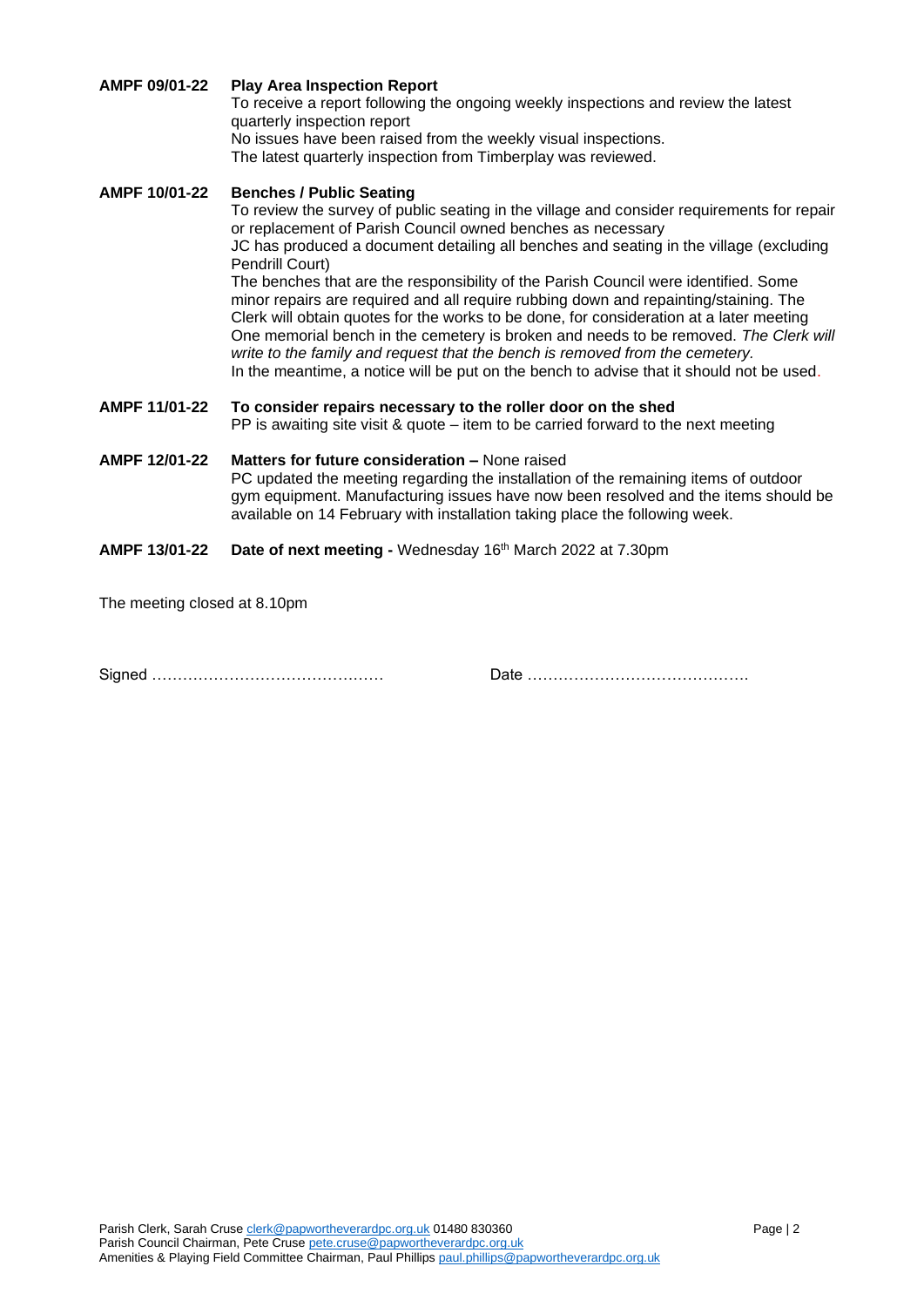**AMPF 09/01-22 Play Area Inspection Report**

To receive a report following the ongoing weekly inspections and review the latest quarterly inspection report

No issues have been raised from the weekly visual inspections.

The latest quarterly inspection from Timberplay was reviewed.

**AMPF 10/01-22 Benches / Public Seating**

To review the survey of public seating in the village and consider requirements for repair or replacement of Parish Council owned benches as necessary

JC has produced a document detailing all benches and seating in the village (excluding Pendrill Court)

The benches that are the responsibility of the Parish Council were identified. Some minor repairs are required and all require rubbing down and repainting/staining. The Clerk will obtain quotes for the works to be done, for consideration at a later meeting

One memorial bench in the cemetery is broken and needs to be removed. *The Clerk will write to the family and request that the bench is removed from the cemetery.*

In the meantime, a notice will be put on the bench to advise that it should not be used.

**AMPF 11/01-22 To consider repairs necessary to the roller door on the shed**

PP is awaiting site visit & quote – item to be carried forward to the next meeting

**AMPF 12/01-22 Matters for future consideration –** None raised

PC updated the meeting regarding the installation of the remaining items of outdoor gym equipment. Manufacturing issues have now been resolved and the items should be available on 14 February with installation taking place the following week.

**AMPF 13/01-22 Date of next meeting -** Wednesday 16th March 2022 at 7.30pm

The meeting closed at 8.10pm

Signed ……………………………………… Date …………………………………….

Parish Clerk, Sarah Cruse clerk@papwortheverardpc.org.uk 01480 830360
Parish Council Chairman, Pete Cruse pete.cruse@papwortheverardpc.org.uk
Amenities & Playing Field Committee Chairman, Paul Phillips paul.phillips@papwortheverardpc.org.uk